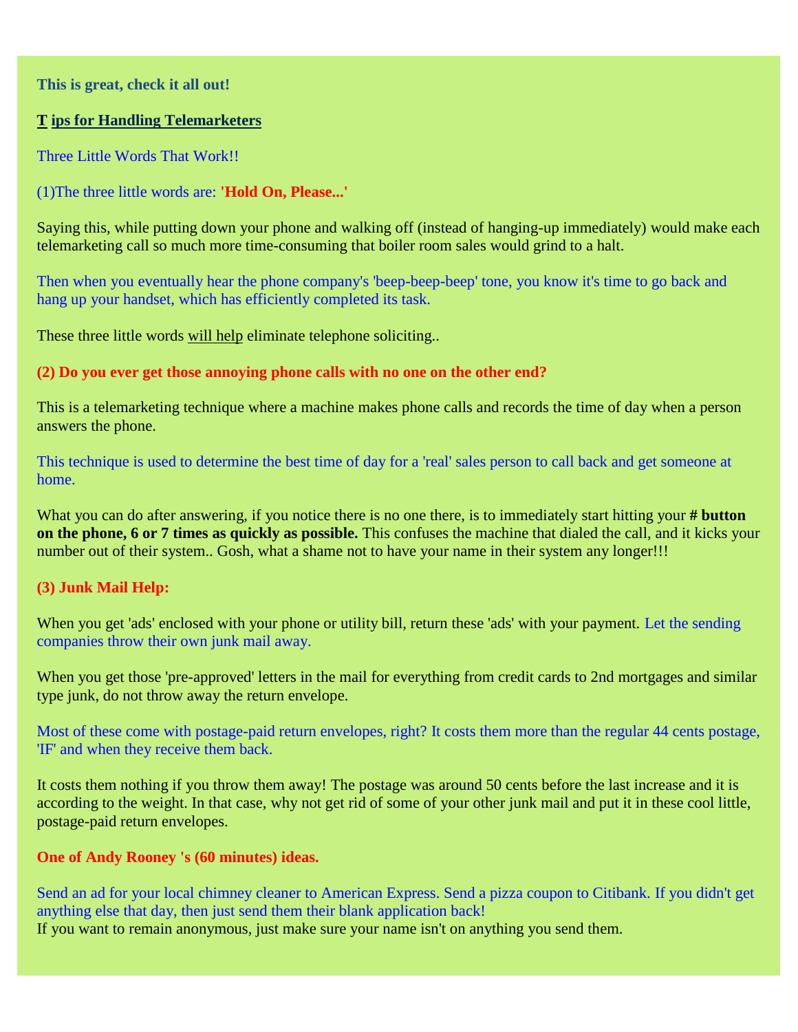**This is great, check it all out!**

## T ips for Handling Telemarketers

Three Little Words That Work!!

(1)The three little words are: **'Hold On, Please...'**

Saying this, while putting down your phone and walking off (instead of hanging-up immediately) would make each telemarketing call so much more time-consuming that boiler room sales would grind to a halt.

Then when you eventually hear the phone company's 'beep-beep-beep' tone, you know it's time to go back and hang up your handset, which has efficiently completed its task.

These three little words will help eliminate telephone soliciting..

**(2) Do you ever get those annoying phone calls with no one on the other end?**

This is a telemarketing technique where a machine makes phone calls and records the time of day when a person answers the phone.

This technique is used to determine the best time of day for a 'real' sales person to call back and get someone at home.

What you can do after answering, if you notice there is no one there, is to immediately start hitting your **# button on the phone, 6 or 7 times as quickly as possible.** This confuses the machine that dialed the call, and it kicks your number out of their system.. Gosh, what a shame not to have your name in their system any longer!!!

**(3) Junk Mail Help:**

When you get 'ads' enclosed with your phone or utility bill, return these 'ads' with your payment. Let the sending companies throw their own junk mail away.

When you get those 'pre-approved' letters in the mail for everything from credit cards to 2nd mortgages and similar type junk, do not throw away the return envelope.

Most of these come with postage-paid return envelopes, right? It costs them more than the regular 44 cents postage, 'IF' and when they receive them back.

It costs them nothing if you throw them away! The postage was around 50 cents before the last increase and it is according to the weight. In that case, why not get rid of some of your other junk mail and put it in these cool little, postage-paid return envelopes.

**One of Andy Rooney 's (60 minutes) ideas.**

Send an ad for your local chimney cleaner to American Express. Send a pizza coupon to Citibank. If you didn't get anything else that day, then just send them their blank application back!
If you want to remain anonymous, just make sure your name isn't on anything you send them.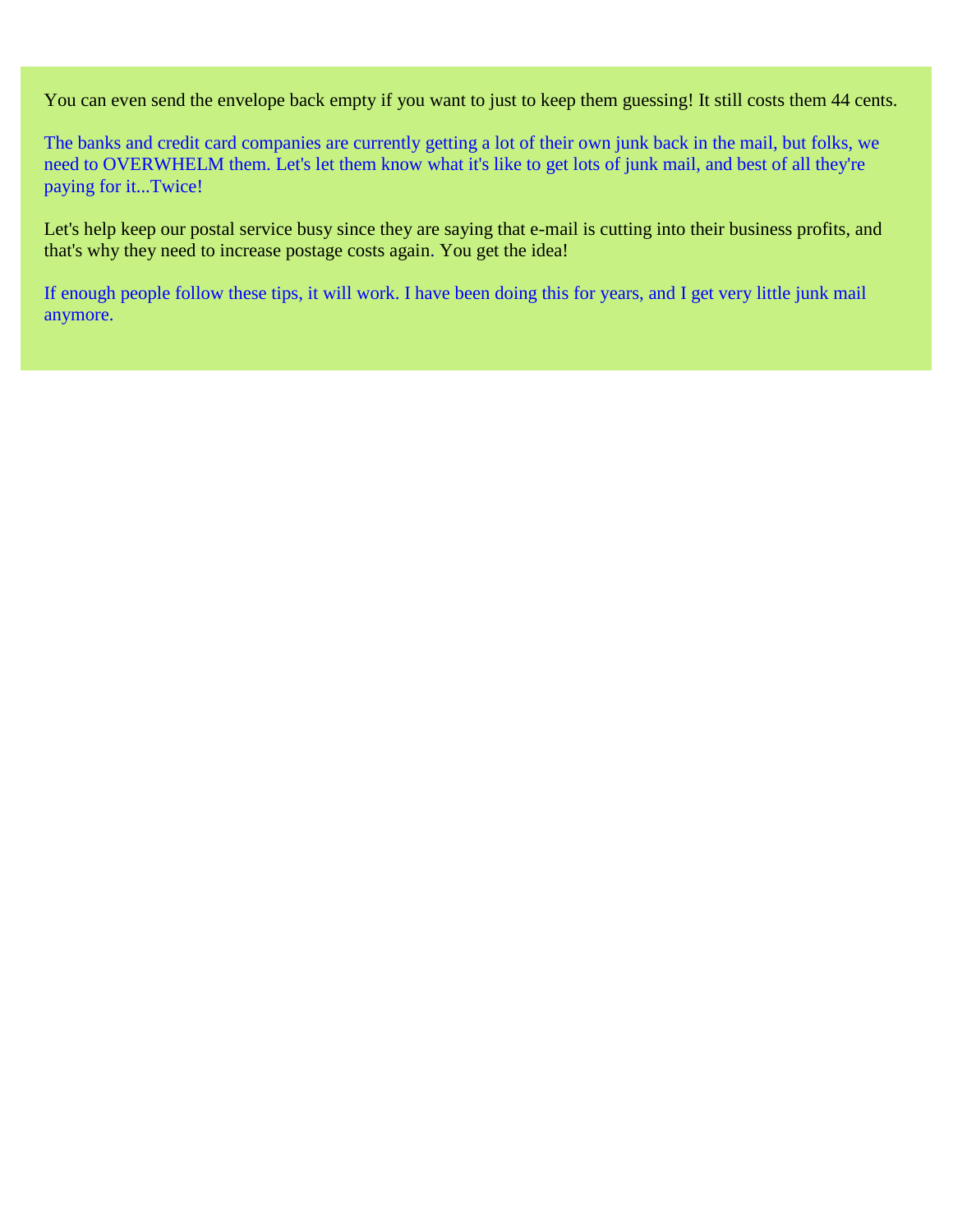You can even send the envelope back empty if you want to just to keep them guessing! It still costs them 44 cents.

The banks and credit card companies are currently getting a lot of their own junk back in the mail, but folks, we need to OVERWHELM them. Let's let them know what it's like to get lots of junk mail, and best of all they're paying for it...Twice!

Let's help keep our postal service busy since they are saying that e-mail is cutting into their business profits, and that's why they need to increase postage costs again. You get the idea!

If enough people follow these tips, it will work. I have been doing this for years, and I get very little junk mail anymore.